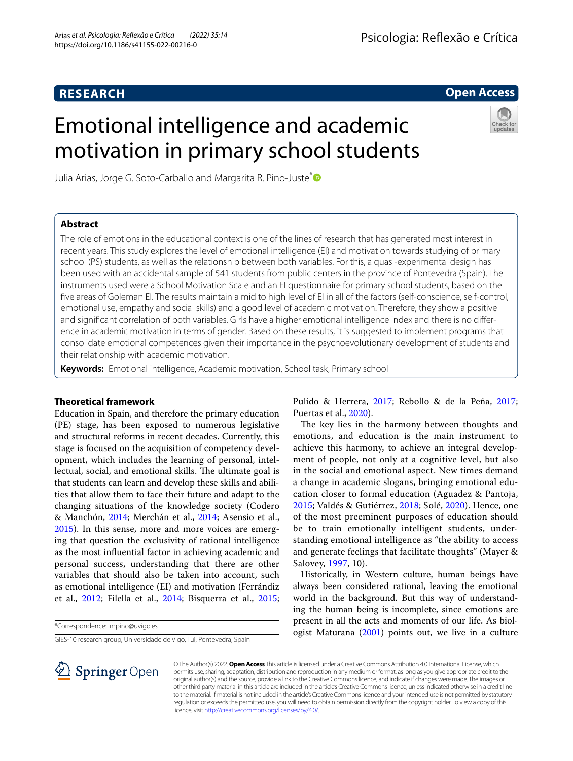# Emotional intelligence and academic motivation in primary school students

Julia Arias, Jorge G. Soto-Carballo and Margarita R. Pino-Juste*

## Abstract

The role of emotions in the educational context is one of the lines of research that has generated most interest in recent years. This study explores the level of emotional intelligence (EI) and motivation towards studying of primary school (PS) students, as well as the relationship between both variables. For this, a quasi-experimental design has been used with an accidental sample of 541 students from public centers in the province of Pontevedra (Spain). The instruments used were a School Motivation Scale and an EI questionnaire for primary school students, based on the five areas of Goleman EI. The results maintain a mid to high level of EI in all of the factors (self-conscience, self-control, emotional use, empathy and social skills) and a good level of academic motivation. Therefore, they show a positive and significant correlation of both variables. Girls have a higher emotional intelligence index and there is no difference in academic motivation in terms of gender. Based on these results, it is suggested to implement programs that consolidate emotional competences given their importance in the psychoevolutionary development of students and their relationship with academic motivation.

**Keywords:** Emotional intelligence, Academic motivation, School task, Primary school

## Theoretical framework

Education in Spain, and therefore the primary education (PE) stage, has been exposed to numerous legislative and structural reforms in recent decades. Currently, this stage is focused on the acquisition of competency development, which includes the learning of personal, intellectual, social, and emotional skills. The ultimate goal is that students can learn and develop these skills and abilities that allow them to face their future and adapt to the changing situations of the knowledge society (Codero & Manchón, 2014; Merchán et al., 2014; Asensio et al., 2015). In this sense, more and more voices are emerging that question the exclusivity of rational intelligence as the most influential factor in achieving academic and personal success, understanding that there are other variables that should also be taken into account, such as emotional intelligence (EI) and motivation (Ferrándiz et al., 2012; Filella et al., 2014; Bisquerra et al., 2015; Pulido & Herrera, 2017; Rebollo & de la Peña, 2017; Puertas et al., 2020).

The key lies in the harmony between thoughts and emotions, and education is the main instrument to achieve this harmony, to achieve an integral development of people, not only at a cognitive level, but also in the social and emotional aspect. New times demand a change in academic slogans, bringing emotional education closer to formal education (Aguadez & Pantoja, 2015; Valdés & Gutiérrez, 2018; Solé, 2020). Hence, one of the most preeminent purposes of education should be to train emotionally intelligent students, understanding emotional intelligence as "the ability to access and generate feelings that facilitate thoughts" (Mayer & Salovey, 1997, 10).

Historically, in Western culture, human beings have always been considered rational, leaving the emotional world in the background. But this way of understanding the human being is incomplete, since emotions are present in all the acts and moments of our life. As biologist Maturana (2001) points out, we live in a culture

*Correspondence: mpino@uvigo.es

GIES-10 research group, Universidade de Vigo, Tui, Pontevedra, Spain

© The Author(s) 2022. **Open Access** This article is licensed under a Creative Commons Attribution 4.0 International License, which permits use, sharing, adaptation, distribution and reproduction in any medium or format, as long as you give appropriate credit to the original author(s) and the source, provide a link to the Creative Commons licence, and indicate if changes were made. The images or other third party material in this article are included in the article's Creative Commons licence, unless indicated otherwise in a credit line to the material. If material is not included in the article's Creative Commons licence and your intended use is not permitted by statutory regulation or exceeds the permitted use, you will need to obtain permission directly from the copyright holder. To view a copy of this licence, visit http://creativecommons.org/licenses/by/4.0/.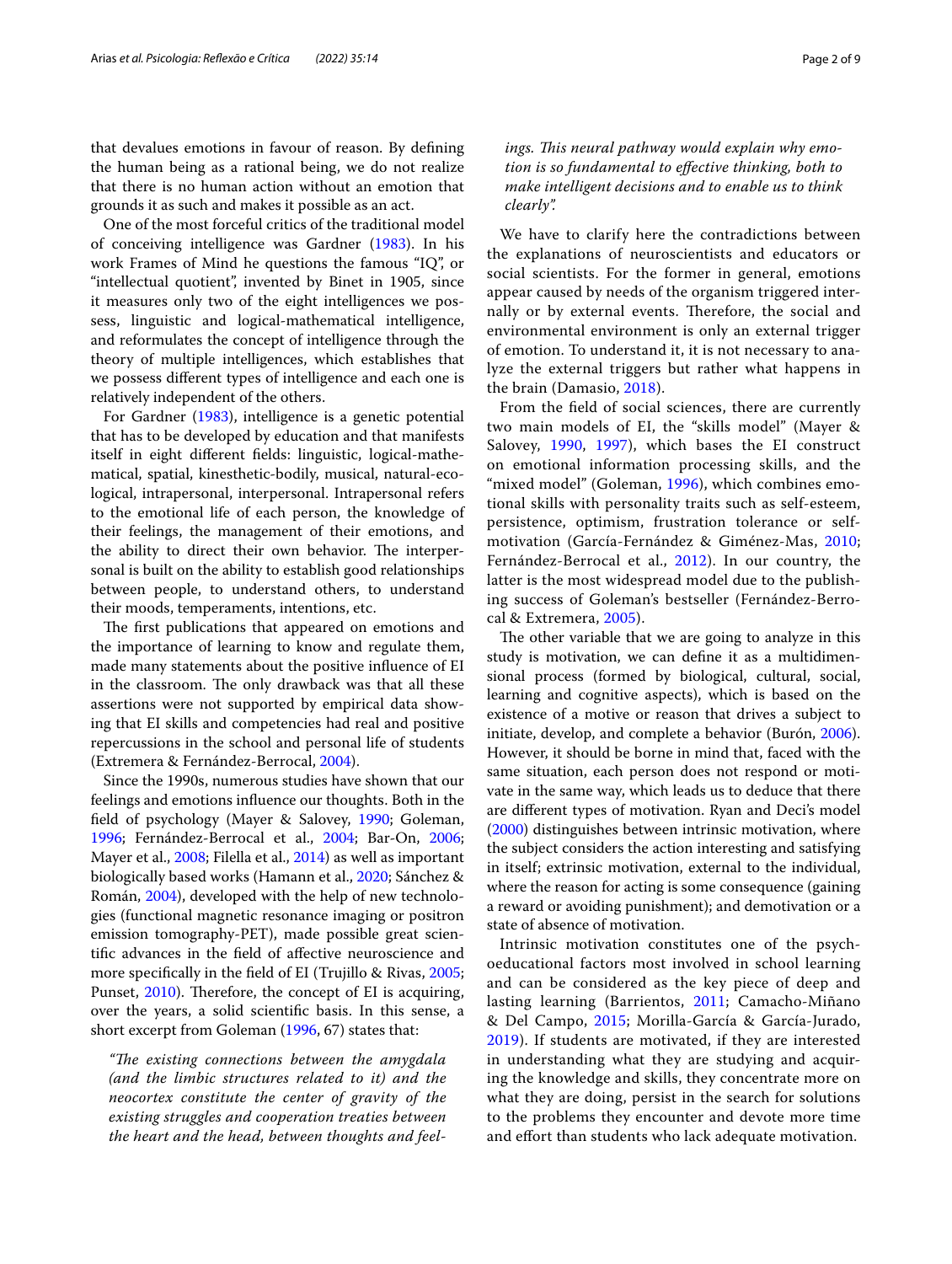that devalues emotions in favour of reason. By defining the human being as a rational being, we do not realize that there is no human action without an emotion that grounds it as such and makes it possible as an act.

One of the most forceful critics of the traditional model of conceiving intelligence was Gardner (1983). In his work Frames of Mind he questions the famous "IQ", or "intellectual quotient", invented by Binet in 1905, since it measures only two of the eight intelligences we possess, linguistic and logical-mathematical intelligence, and reformulates the concept of intelligence through the theory of multiple intelligences, which establishes that we possess different types of intelligence and each one is relatively independent of the others.

For Gardner (1983), intelligence is a genetic potential that has to be developed by education and that manifests itself in eight different fields: linguistic, logical-mathematical, spatial, kinesthetic-bodily, musical, natural-ecological, intrapersonal, interpersonal. Intrapersonal refers to the emotional life of each person, the knowledge of their feelings, the management of their emotions, and the ability to direct their own behavior. The interpersonal is built on the ability to establish good relationships between people, to understand others, to understand their moods, temperaments, intentions, etc.

The first publications that appeared on emotions and the importance of learning to know and regulate them, made many statements about the positive influence of EI in the classroom. The only drawback was that all these assertions were not supported by empirical data showing that EI skills and competencies had real and positive repercussions in the school and personal life of students (Extremera & Fernández-Berrocal, 2004).

Since the 1990s, numerous studies have shown that our feelings and emotions influence our thoughts. Both in the field of psychology (Mayer & Salovey, 1990; Goleman, 1996; Fernández-Berrocal et al., 2004; Bar-On, 2006; Mayer et al., 2008; Filella et al., 2014) as well as important biologically based works (Hamann et al., 2020; Sánchez & Román, 2004), developed with the help of new technologies (functional magnetic resonance imaging or positron emission tomography-PET), made possible great scientific advances in the field of affective neuroscience and more specifically in the field of EI (Trujillo & Rivas, 2005; Punset, 2010). Therefore, the concept of EI is acquiring, over the years, a solid scientific basis. In this sense, a short excerpt from Goleman (1996, 67) states that:

> *"The existing connections between the amygdala (and the limbic structures related to it) and the neocortex constitute the center of gravity of the existing struggles and cooperation treaties between the heart and the head, between thoughts and feelings. This neural pathway would explain why emotion is so fundamental to effective thinking, both to make intelligent decisions and to enable us to think clearly".*

We have to clarify here the contradictions between the explanations of neuroscientists and educators or social scientists. For the former in general, emotions appear caused by needs of the organism triggered internally or by external events. Therefore, the social and environmental environment is only an external trigger of emotion. To understand it, it is not necessary to analyze the external triggers but rather what happens in the brain (Damasio, 2018).

From the field of social sciences, there are currently two main models of EI, the "skills model" (Mayer & Salovey, 1990, 1997), which bases the EI construct on emotional information processing skills, and the "mixed model" (Goleman, 1996), which combines emotional skills with personality traits such as self-esteem, persistence, optimism, frustration tolerance or self-motivation (García-Fernández & Giménez-Mas, 2010; Fernández-Berrocal et al., 2012). In our country, the latter is the most widespread model due to the publishing success of Goleman's bestseller (Fernández-Berrocal & Extremera, 2005).

The other variable that we are going to analyze in this study is motivation, we can define it as a multidimensional process (formed by biological, cultural, social, learning and cognitive aspects), which is based on the existence of a motive or reason that drives a subject to initiate, develop, and complete a behavior (Burón, 2006). However, it should be borne in mind that, faced with the same situation, each person does not respond or motivate in the same way, which leads us to deduce that there are different types of motivation. Ryan and Deci's model (2000) distinguishes between intrinsic motivation, where the subject considers the action interesting and satisfying in itself; extrinsic motivation, external to the individual, where the reason for acting is some consequence (gaining a reward or avoiding punishment); and demotivation or a state of absence of motivation.

Intrinsic motivation constitutes one of the psychoeducational factors most involved in school learning and can be considered as the key piece of deep and lasting learning (Barrientos, 2011; Camacho-Miñano & Del Campo, 2015; Morilla-García & García-Jurado, 2019). If students are motivated, if they are interested in understanding what they are studying and acquiring the knowledge and skills, they concentrate more on what they are doing, persist in the search for solutions to the problems they encounter and devote more time and effort than students who lack adequate motivation.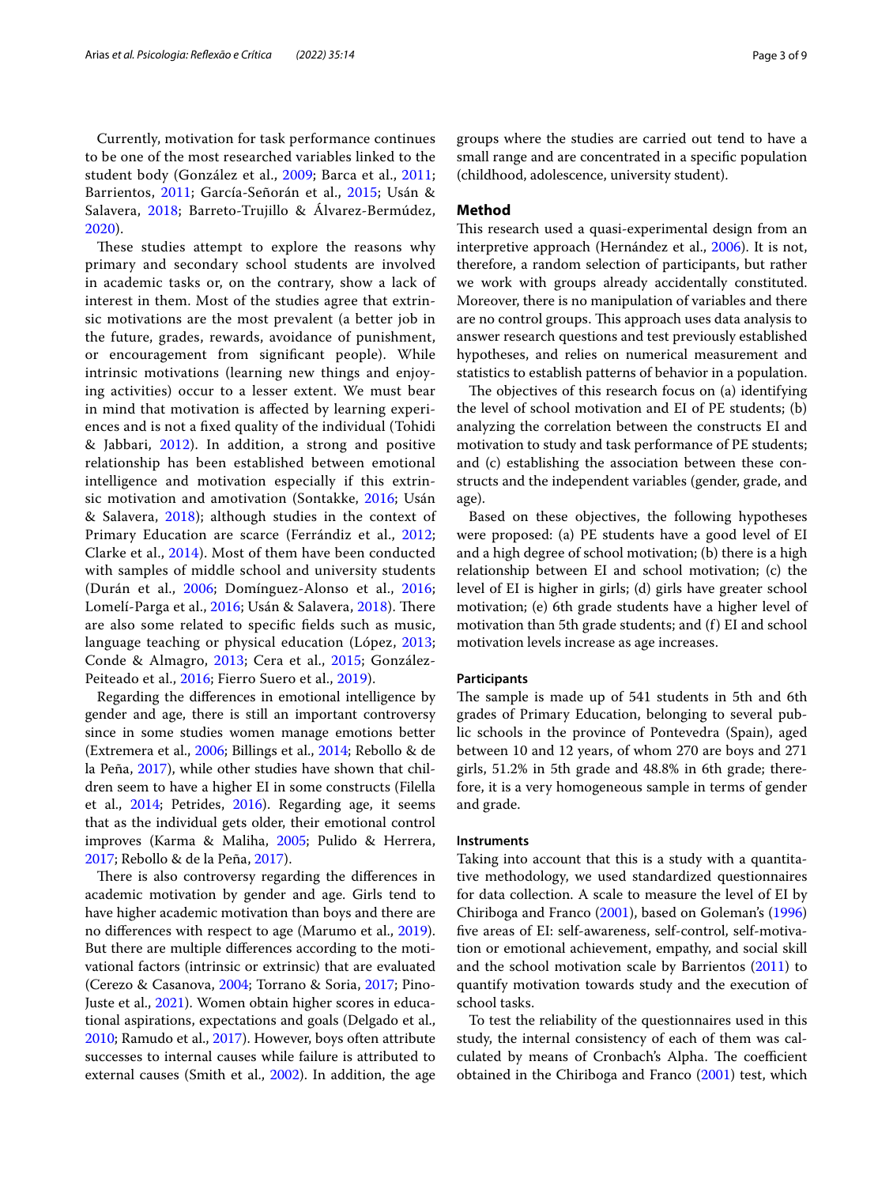Currently, motivation for task performance continues to be one of the most researched variables linked to the student body (González et al., 2009; Barca et al., 2011; Barrientos, 2011; García-Señorán et al., 2015; Usán & Salavera, 2018; Barreto-Trujillo & Álvarez-Bermúdez, 2020).

These studies attempt to explore the reasons why primary and secondary school students are involved in academic tasks or, on the contrary, show a lack of interest in them. Most of the studies agree that extrinsic motivations are the most prevalent (a better job in the future, grades, rewards, avoidance of punishment, or encouragement from significant people). While intrinsic motivations (learning new things and enjoying activities) occur to a lesser extent. We must bear in mind that motivation is affected by learning experiences and is not a fixed quality of the individual (Tohidi & Jabbari, 2012). In addition, a strong and positive relationship has been established between emotional intelligence and motivation especially if this extrinsic motivation and amotivation (Sontakke, 2016; Usán & Salavera, 2018); although studies in the context of Primary Education are scarce (Ferrándiz et al., 2012; Clarke et al., 2014). Most of them have been conducted with samples of middle school and university students (Durán et al., 2006; Domínguez-Alonso et al., 2016; Lomelí-Parga et al., 2016; Usán & Salavera, 2018). There are also some related to specific fields such as music, language teaching or physical education (López, 2013; Conde & Almagro, 2013; Cera et al., 2015; González-Peiteado et al., 2016; Fierro Suero et al., 2019).

Regarding the differences in emotional intelligence by gender and age, there is still an important controversy since in some studies women manage emotions better (Extremera et al., 2006; Billings et al., 2014; Rebollo & de la Peña, 2017), while other studies have shown that children seem to have a higher EI in some constructs (Filella et al., 2014; Petrides, 2016). Regarding age, it seems that as the individual gets older, their emotional control improves (Karma & Maliha, 2005; Pulido & Herrera, 2017; Rebollo & de la Peña, 2017).

There is also controversy regarding the differences in academic motivation by gender and age. Girls tend to have higher academic motivation than boys and there are no differences with respect to age (Marumo et al., 2019). But there are multiple differences according to the motivational factors (intrinsic or extrinsic) that are evaluated (Cerezo & Casanova, 2004; Torrano & Soria, 2017; Pino-Juste et al., 2021). Women obtain higher scores in educational aspirations, expectations and goals (Delgado et al., 2010; Ramudo et al., 2017). However, boys often attribute successes to internal causes while failure is attributed to external causes (Smith et al., 2002). In addition, the age groups where the studies are carried out tend to have a small range and are concentrated in a specific population (childhood, adolescence, university student).

## Method

This research used a quasi-experimental design from an interpretive approach (Hernández et al., 2006). It is not, therefore, a random selection of participants, but rather we work with groups already accidentally constituted. Moreover, there is no manipulation of variables and there are no control groups. This approach uses data analysis to answer research questions and test previously established hypotheses, and relies on numerical measurement and statistics to establish patterns of behavior in a population.

The objectives of this research focus on (a) identifying the level of school motivation and EI of PE students; (b) analyzing the correlation between the constructs EI and motivation to study and task performance of PE students; and (c) establishing the association between these constructs and the independent variables (gender, grade, and age).

Based on these objectives, the following hypotheses were proposed: (a) PE students have a good level of EI and a high degree of school motivation; (b) there is a high relationship between EI and school motivation; (c) the level of EI is higher in girls; (d) girls have greater school motivation; (e) 6th grade students have a higher level of motivation than 5th grade students; and (f) EI and school motivation levels increase as age increases.

### Participants

The sample is made up of 541 students in 5th and 6th grades of Primary Education, belonging to several public schools in the province of Pontevedra (Spain), aged between 10 and 12 years, of whom 270 are boys and 271 girls, 51.2% in 5th grade and 48.8% in 6th grade; therefore, it is a very homogeneous sample in terms of gender and grade.

### Instruments

Taking into account that this is a study with a quantitative methodology, we used standardized questionnaires for data collection. A scale to measure the level of EI by Chiriboga and Franco (2001), based on Goleman's (1996) five areas of EI: self-awareness, self-control, self-motivation or emotional achievement, empathy, and social skill and the school motivation scale by Barrientos (2011) to quantify motivation towards study and the execution of school tasks.

To test the reliability of the questionnaires used in this study, the internal consistency of each of them was calculated by means of Cronbach's Alpha. The coefficient obtained in the Chiriboga and Franco (2001) test, which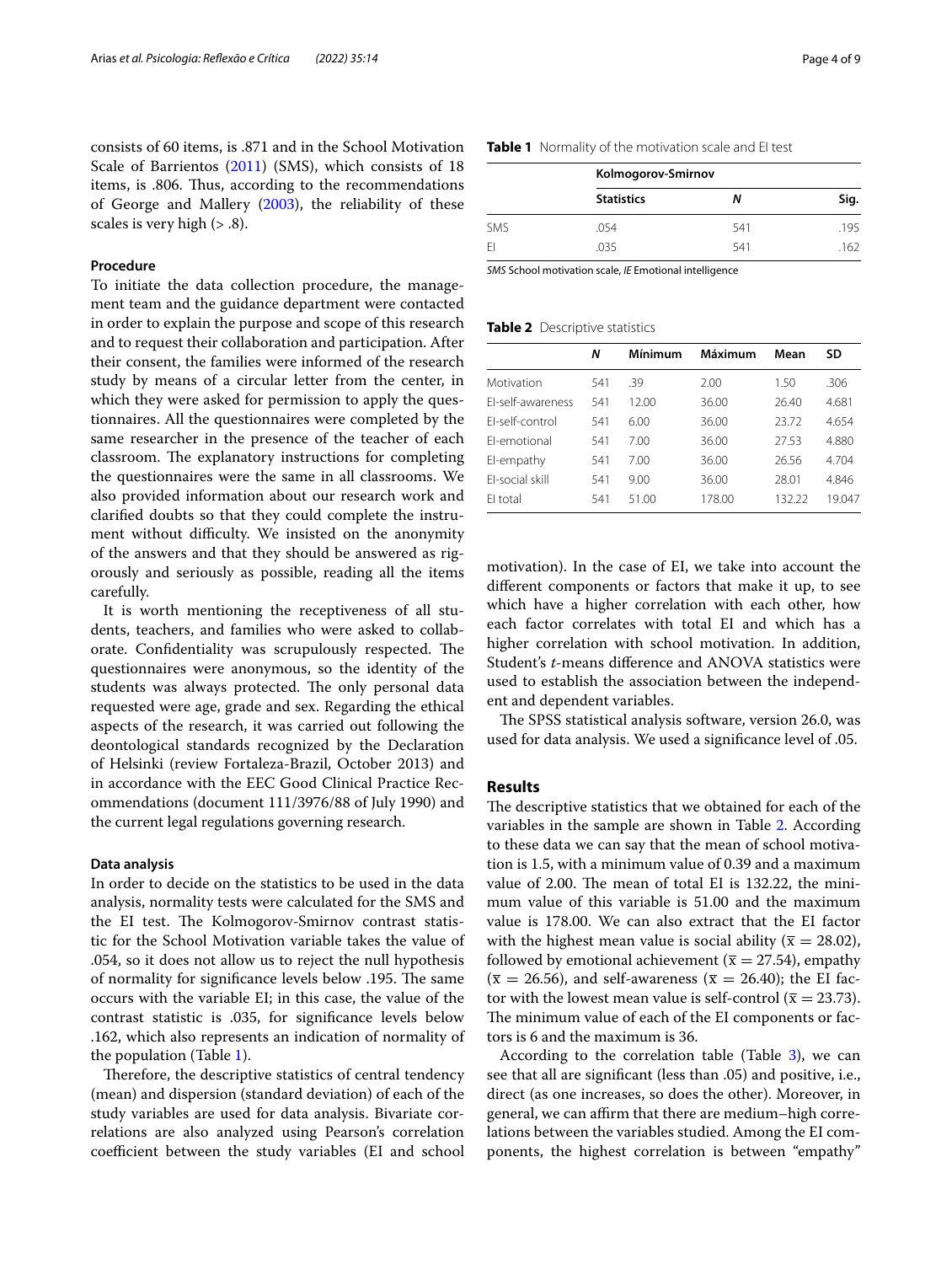consists of 60 items, is .871 and in the School Motivation Scale of Barrientos (2011) (SMS), which consists of 18 items, is .806. Thus, according to the recommendations of George and Mallery (2003), the reliability of these scales is very high (> .8).

### Procedure

To initiate the data collection procedure, the management team and the guidance department were contacted in order to explain the purpose and scope of this research and to request their collaboration and participation. After their consent, the families were informed of the research study by means of a circular letter from the center, in which they were asked for permission to apply the questionnaires. All the questionnaires were completed by the same researcher in the presence of the teacher of each classroom. The explanatory instructions for completing the questionnaires were the same in all classrooms. We also provided information about our research work and clarified doubts so that they could complete the instrument without difficulty. We insisted on the anonymity of the answers and that they should be answered as rigorously and seriously as possible, reading all the items carefully.

It is worth mentioning the receptiveness of all students, teachers, and families who were asked to collaborate. Confidentiality was scrupulously respected. The questionnaires were anonymous, so the identity of the students was always protected. The only personal data requested were age, grade and sex. Regarding the ethical aspects of the research, it was carried out following the deontological standards recognized by the Declaration of Helsinki (review Fortaleza-Brazil, October 2013) and in accordance with the EEC Good Clinical Practice Recommendations (document 111/3976/88 of July 1990) and the current legal regulations governing research.

### Data analysis

In order to decide on the statistics to be used in the data analysis, normality tests were calculated for the SMS and the EI test. The Kolmogorov-Smirnov contrast statistic for the School Motivation variable takes the value of .054, so it does not allow us to reject the null hypothesis of normality for significance levels below .195. The same occurs with the variable EI; in this case, the value of the contrast statistic is .035, for significance levels below .162, which also represents an indication of normality of the population (Table 1).

Therefore, the descriptive statistics of central tendency (mean) and dispersion (standard deviation) of each of the study variables are used for data analysis. Bivariate correlations are also analyzed using Pearson's correlation coefficient between the study variables (EI and school motivation). In the case of EI, we take into account the different components or factors that make it up, to see which have a higher correlation with each other, how each factor correlates with total EI and which has a higher correlation with school motivation. In addition, Student's *t*-means difference and ANOVA statistics were used to establish the association between the independent and dependent variables.

The SPSS statistical analysis software, version 26.0, was used for data analysis. We used a significance level of .05.

**Table 1** Normality of the motivation scale and EI test

| | Kolmogorov-Smirnov | | |
|---|---|---|---|
| | **Statistics** | ***N*** | **Sig.** |
| SMS | .054 | 541 | .195 |
| EI | .035 | 541 | .162 |

*SMS* School motivation scale, *IE* Emotional intelligence

**Table 2** Descriptive statistics

| | *N* | Mínimum | Máximum | Mean | SD |
|---|---|---|---|---|---|
| Motivation | 541 | .39 | 2.00 | 1.50 | .306 |
| EI-self-awareness | 541 | 12.00 | 36.00 | 26.40 | 4.681 |
| EI-self-control | 541 | 6.00 | 36.00 | 23.72 | 4.654 |
| EI-emotional | 541 | 7.00 | 36.00 | 27.53 | 4.880 |
| EI-empathy | 541 | 7.00 | 36.00 | 26.56 | 4.704 |
| EI-social skill | 541 | 9.00 | 36.00 | 28.01 | 4.846 |
| EI total | 541 | 51.00 | 178.00 | 132.22 | 19.047 |

## Results

The descriptive statistics that we obtained for each of the variables in the sample are shown in Table 2. According to these data we can say that the mean of school motivation is 1.5, with a minimum value of 0.39 and a maximum value of 2.00. The mean of total EI is 132.22, the minimum value of this variable is 51.00 and the maximum value is 178.00. We can also extract that the EI factor with the highest mean value is social ability ($\overline{x} = 28.02$), followed by emotional achievement ($\overline{x} = 27.54$), empathy ($\overline{x} = 26.56$), and self-awareness ($\overline{x} = 26.40$); the EI factor with the lowest mean value is self-control ($\overline{x} = 23.73$). The minimum value of each of the EI components or factors is 6 and the maximum is 36.

According to the correlation table (Table 3), we can see that all are significant (less than .05) and positive, i.e., direct (as one increases, so does the other). Moreover, in general, we can affirm that there are medium–high correlations between the variables studied. Among the EI components, the highest correlation is between "empathy"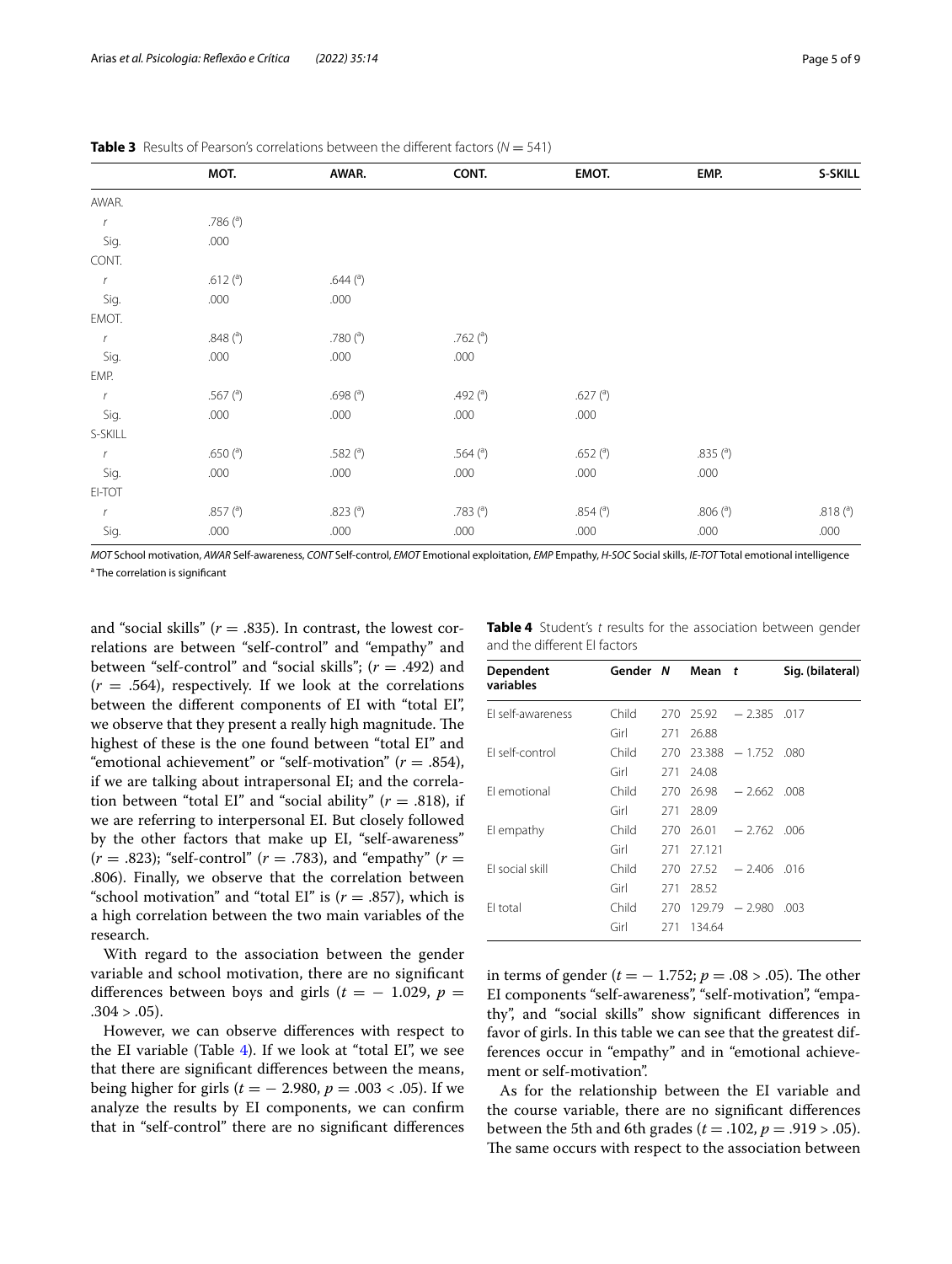**Table 3** Results of Pearson's correlations between the different factors ($N = 541$)

| | MOT. | AWAR. | CONT. | EMOT. | EMP. | S-SKILL |
|---|---|---|---|---|---|---|
| AWAR. | | | | | | |
| *r* | .786 ([a]) | | | | | |
| Sig. | .000 | | | | | |
| CONT. | | | | | | |
| *r* | .612 ([a]) | .644 ([a]) | | | | |
| Sig. | .000 | .000 | | | | |
| EMOT. | | | | | | |
| *r* | .848 ([a]) | .780 ([a]) | .762 ([a]) | | | |
| Sig. | .000 | .000 | .000 | | | |
| EMP. | | | | | | |
| *r* | .567 ([a]) | .698 ([a]) | .492 ([a]) | .627 ([a]) | | |
| Sig. | .000 | .000 | .000 | .000 | | |
| S-SKILL | | | | | | |
| *r* | .650 ([a]) | .582 ([a]) | .564 ([a]) | .652 ([a]) | .835 ([a]) | |
| Sig. | .000 | .000 | .000 | .000 | .000 | |
| EI-TOT | | | | | | |
| *r* | .857 ([a]) | .823 ([a]) | .783 ([a]) | .854 ([a]) | .806 ([a]) | .818 ([a]) |
| Sig. | .000 | .000 | .000 | .000 | .000 | .000 |

*MOT* School motivation, *AWAR* Self-awareness, *CONT* Self-control, *EMOT* Emotional exploitation, *EMP* Empathy, *H-SOC* Social skills, *IE-TOT* Total emotional intelligence

[a] The correlation is significant

and "social skills" ($r = .835$). In contrast, the lowest correlations are between "self-control" and "empathy" and between "self-control" and "social skills"; ($r = .492$) and ($r = .564$), respectively. If we look at the correlations between the different components of EI with "total EI", we observe that they present a really high magnitude. The highest of these is the one found between "total EI" and "emotional achievement" or "self-motivation" ($r = .854$), if we are talking about intrapersonal EI; and the correlation between "total EI" and "social ability" ($r = .818$), if we are referring to interpersonal EI. But closely followed by the other factors that make up EI, "self-awareness" ($r = .823$); "self-control" ($r = .783$), and "empathy" ($r = .806$). Finally, we observe that the correlation between "school motivation" and "total EI" is ($r = .857$), which is a high correlation between the two main variables of the research.

With regard to the association between the gender variable and school motivation, there are no significant differences between boys and girls ($t = -1.029$, $p = .304 > .05$).

However, we can observe differences with respect to the EI variable (Table 4). If we look at "total EI", we see that there are significant differences between the means, being higher for girls ($t = -2.980$, $p = .003 < .05$). If we analyze the results by EI components, we can confirm that in "self-control" there are no significant differences in terms of gender ($t = -1.752$; $p = .08 > .05$). The other EI components "self-awareness", "self-motivation", "empathy", and "social skills" show significant differences in favor of girls. In this table we can see that the greatest differences occur in "empathy" and in "emotional achievement or self-motivation".

**Table 4** Student's *t* results for the association between gender and the different EI factors

| Dependent variables | Gender | N | Mean | t | Sig. (bilateral) |
|---|---|---|---|---|---|
| EI self-awareness | Child | 270 | 25.92 | − 2.385 | .017 |
| | Girl | 271 | 26.88 | | |
| EI self-control | Child | 270 | 23.388 | − 1.752 | .080 |
| | Girl | 271 | 24.08 | | |
| EI emotional | Child | 270 | 26.98 | − 2.662 | .008 |
| | Girl | 271 | 28.09 | | |
| EI empathy | Child | 270 | 26.01 | − 2.762 | .006 |
| | Girl | 271 | 27.121 | | |
| EI social skill | Child | 270 | 27.52 | − 2.406 | .016 |
| | Girl | 271 | 28.52 | | |
| EI total | Child | 270 | 129.79 | − 2.980 | .003 |
| | Girl | 271 | 134.64 | | |

As for the relationship between the EI variable and the course variable, there are no significant differences between the 5th and 6th grades ($t = .102$, $p = .919 > .05$). The same occurs with respect to the association between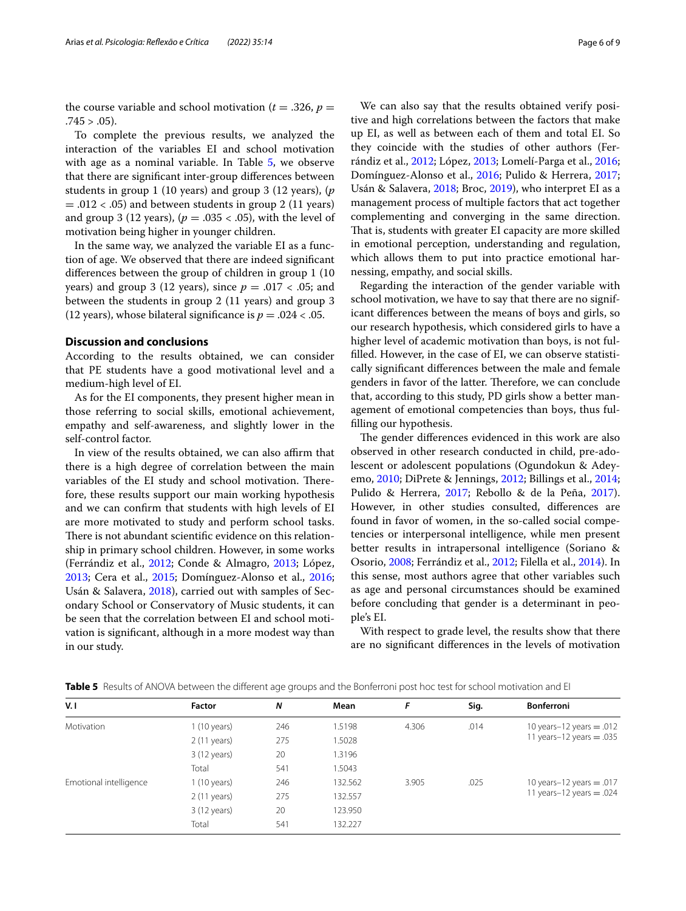the course variable and school motivation ($t = .326$, $p = .745 > .05$).

To complete the previous results, we analyzed the interaction of the variables EI and school motivation with age as a nominal variable. In Table 5, we observe that there are significant inter-group differences between students in group 1 (10 years) and group 3 (12 years), ($p = .012 < .05$) and between students in group 2 (11 years) and group 3 (12 years), ($p = .035 < .05$), with the level of motivation being higher in younger children.

In the same way, we analyzed the variable EI as a function of age. We observed that there are indeed significant differences between the group of children in group 1 (10 years) and group 3 (12 years), since $p = .017 < .05$; and between the students in group 2 (11 years) and group 3 (12 years), whose bilateral significance is $p = .024 < .05$.

## Discussion and conclusions

According to the results obtained, we can consider that PE students have a good motivational level and a medium-high level of EI.

As for the EI components, they present higher mean in those referring to social skills, emotional achievement, empathy and self-awareness, and slightly lower in the self-control factor.

In view of the results obtained, we can also affirm that there is a high degree of correlation between the main variables of the EI study and school motivation. Therefore, these results support our main working hypothesis and we can confirm that students with high levels of EI are more motivated to study and perform school tasks. There is not abundant scientific evidence on this relationship in primary school children. However, in some works (Ferrándiz et al., 2012; Conde & Almagro, 2013; López, 2013; Cera et al., 2015; Domínguez-Alonso et al., 2016; Usán & Salavera, 2018), carried out with samples of Secondary School or Conservatory of Music students, it can be seen that the correlation between EI and school motivation is significant, although in a more modest way than in our study.

We can also say that the results obtained verify positive and high correlations between the factors that make up EI, as well as between each of them and total EI. So they coincide with the studies of other authors (Ferrándiz et al., 2012; López, 2013; Lomelí-Parga et al., 2016; Domínguez-Alonso et al., 2016; Pulido & Herrera, 2017; Usán & Salavera, 2018; Broc, 2019), who interpret EI as a management process of multiple factors that act together complementing and converging in the same direction. That is, students with greater EI capacity are more skilled in emotional perception, understanding and regulation, which allows them to put into practice emotional harnessing, empathy, and social skills.

Regarding the interaction of the gender variable with school motivation, we have to say that there are no significant differences between the means of boys and girls, so our research hypothesis, which considered girls to have a higher level of academic motivation than boys, is not fulfilled. However, in the case of EI, we can observe statistically significant differences between the male and female genders in favor of the latter. Therefore, we can conclude that, according to this study, PD girls show a better management of emotional competencies than boys, thus fulfilling our hypothesis.

The gender differences evidenced in this work are also observed in other research conducted in child, pre-adolescent or adolescent populations (Ogundokun & Adeyemo, 2010; DiPrete & Jennings, 2012; Billings et al., 2014; Pulido & Herrera, 2017; Rebollo & de la Peña, 2017). However, in other studies consulted, differences are found in favor of women, in the so-called social competencies or interpersonal intelligence, while men present better results in intrapersonal intelligence (Soriano & Osorio, 2008; Ferrándiz et al., 2012; Filella et al., 2014). In this sense, most authors agree that other variables such as age and personal circumstances should be examined before concluding that gender is a determinant in people's EI.

With respect to grade level, the results show that there are no significant differences in the levels of motivation

**Table 5** Results of ANOVA between the different age groups and the Bonferroni post hoc test for school motivation and EI

| V. I | Factor | N | Mean | F | Sig. | Bonferroni |
|---|---|---|---|---|---|---|
| Motivation | 1 (10 years) | 246 | 1.5198 | 4.306 | .014 | 10 years–12 years = .012<br>11 years–12 years = .035 |
| | 2 (11 years) | 275 | 1.5028 | | | |
| | 3 (12 years) | 20 | 1.3196 | | | |
| | Total | 541 | 1.5043 | | | |
| Emotional intelligence | 1 (10 years) | 246 | 132.562 | 3.905 | .025 | 10 years–12 years = .017<br>11 years–12 years = .024 |
| | 2 (11 years) | 275 | 132.557 | | | |
| | 3 (12 years) | 20 | 123.950 | | | |
| | Total | 541 | 132.227 | | | |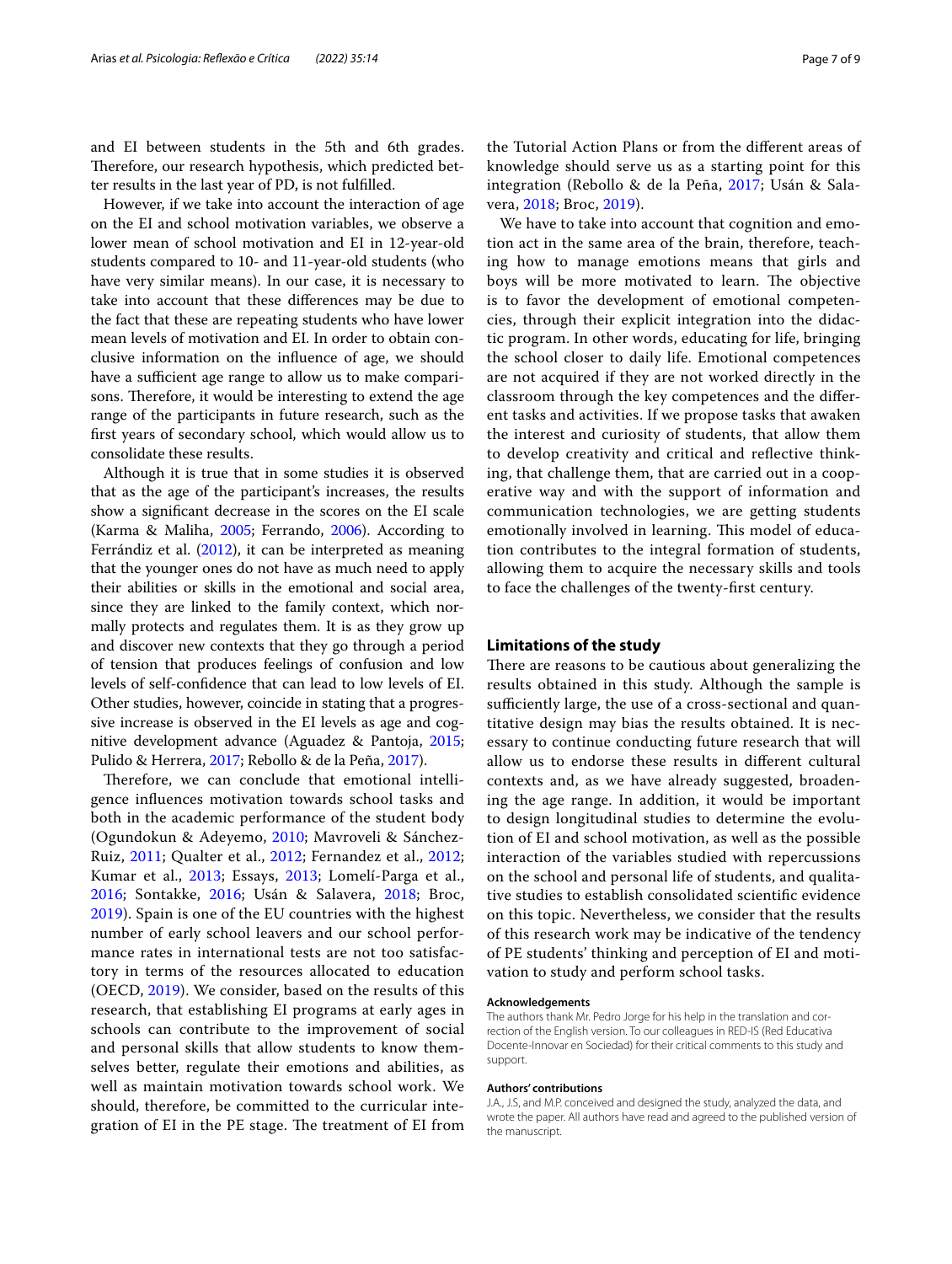and EI between students in the 5th and 6th grades. Therefore, our research hypothesis, which predicted better results in the last year of PD, is not fulfilled.

However, if we take into account the interaction of age on the EI and school motivation variables, we observe a lower mean of school motivation and EI in 12-year-old students compared to 10- and 11-year-old students (who have very similar means). In our case, it is necessary to take into account that these differences may be due to the fact that these are repeating students who have lower mean levels of motivation and EI. In order to obtain conclusive information on the influence of age, we should have a sufficient age range to allow us to make comparisons. Therefore, it would be interesting to extend the age range of the participants in future research, such as the first years of secondary school, which would allow us to consolidate these results.

Although it is true that in some studies it is observed that as the age of the participant's increases, the results show a significant decrease in the scores on the EI scale (Karma & Maliha, 2005; Ferrando, 2006). According to Ferrándiz et al. (2012), it can be interpreted as meaning that the younger ones do not have as much need to apply their abilities or skills in the emotional and social area, since they are linked to the family context, which normally protects and regulates them. It is as they grow up and discover new contexts that they go through a period of tension that produces feelings of confusion and low levels of self-confidence that can lead to low levels of EI. Other studies, however, coincide in stating that a progressive increase is observed in the EI levels as age and cognitive development advance (Aguadez & Pantoja, 2015; Pulido & Herrera, 2017; Rebollo & de la Peña, 2017).

Therefore, we can conclude that emotional intelligence influences motivation towards school tasks and both in the academic performance of the student body (Ogundokun & Adeyemo, 2010; Mavroveli & Sánchez-Ruiz, 2011; Qualter et al., 2012; Fernandez et al., 2012; Kumar et al., 2013; Essays, 2013; Lomelí-Parga et al., 2016; Sontakke, 2016; Usán & Salavera, 2018; Broc, 2019). Spain is one of the EU countries with the highest number of early school leavers and our school performance rates in international tests are not too satisfactory in terms of the resources allocated to education (OECD, 2019). We consider, based on the results of this research, that establishing EI programs at early ages in schools can contribute to the improvement of social and personal skills that allow students to know themselves better, regulate their emotions and abilities, as well as maintain motivation towards school work. We should, therefore, be committed to the curricular integration of EI in the PE stage. The treatment of EI from the Tutorial Action Plans or from the different areas of knowledge should serve us as a starting point for this integration (Rebollo & de la Peña, 2017; Usán & Salavera, 2018; Broc, 2019).

We have to take into account that cognition and emotion act in the same area of the brain, therefore, teaching how to manage emotions means that girls and boys will be more motivated to learn. The objective is to favor the development of emotional competencies, through their explicit integration into the didactic program. In other words, educating for life, bringing the school closer to daily life. Emotional competences are not acquired if they are not worked directly in the classroom through the key competences and the different tasks and activities. If we propose tasks that awaken the interest and curiosity of students, that allow them to develop creativity and critical and reflective thinking, that challenge them, that are carried out in a cooperative way and with the support of information and communication technologies, we are getting students emotionally involved in learning. This model of education contributes to the integral formation of students, allowing them to acquire the necessary skills and tools to face the challenges of the twenty-first century.

## Limitations of the study

There are reasons to be cautious about generalizing the results obtained in this study. Although the sample is sufficiently large, the use of a cross-sectional and quantitative design may bias the results obtained. It is necessary to continue conducting future research that will allow us to endorse these results in different cultural contexts and, as we have already suggested, broadening the age range. In addition, it would be important to design longitudinal studies to determine the evolution of EI and school motivation, as well as the possible interaction of the variables studied with repercussions on the school and personal life of students, and qualitative studies to establish consolidated scientific evidence on this topic. Nevertheless, we consider that the results of this research work may be indicative of the tendency of PE students' thinking and perception of EI and motivation to study and perform school tasks.

#### Acknowledgements

The authors thank Mr. Pedro Jorge for his help in the translation and correction of the English version. To our colleagues in RED-IS (Red Educativa Docente-Innovar en Sociedad) for their critical comments to this study and support.

#### Authors' contributions

J.A., J.S., and M.P. conceived and designed the study, analyzed the data, and wrote the paper. All authors have read and agreed to the published version of the manuscript.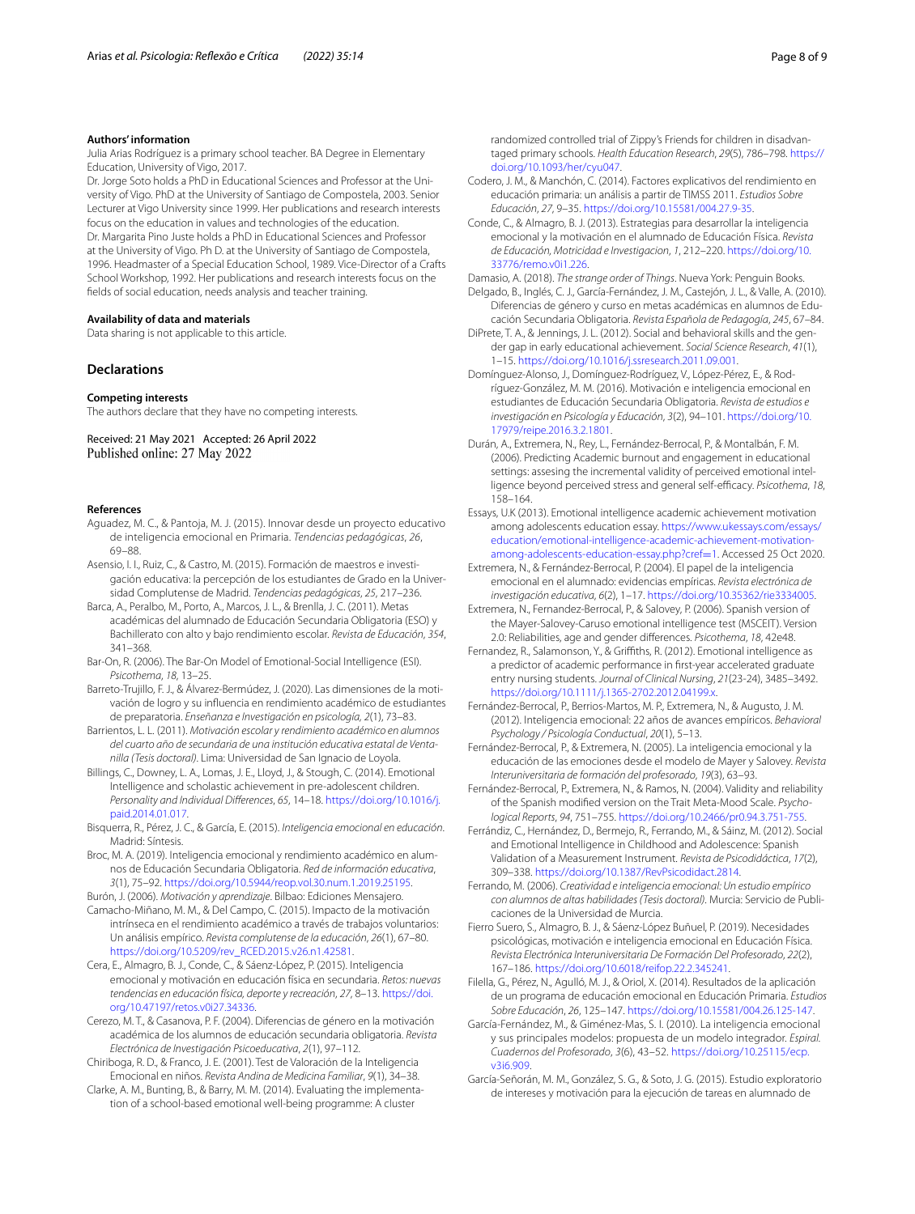#### Authors' information

Julia Arias Rodríguez is a primary school teacher. BA Degree in Elementary Education, University of Vigo, 2017.

Dr. Jorge Soto holds a PhD in Educational Sciences and Professor at the University of Vigo. PhD at the University of Santiago de Compostela, 2003. Senior Lecturer at Vigo University since 1999. Her publications and research interests focus on the education in values and technologies of the education.

Dr. Margarita Pino Juste holds a PhD in Educational Sciences and Professor at the University of Vigo. Ph D. at the University of Santiago de Compostela, 1996. Headmaster of a Special Education School, 1989. Vice-Director of a Crafts School Workshop, 1992. Her publications and research interests focus on the fields of social education, needs analysis and teacher training.

#### Availability of data and materials

Data sharing is not applicable to this article.

## Declarations

#### Competing interests

The authors declare that they have no competing interests.

Received: 21 May 2021 Accepted: 26 April 2022
Published online: 27 May 2022

#### References

Aguadez, M. C., & Pantoja, M. J. (2015). Innovar desde un proyecto educativo de inteligencia emocional en Primaria. *Tendencias pedagógicas*, *26*, 69–88.

Asensio, I. I., Ruiz, C., & Castro, M. (2015). Formación de maestros e investigación educativa: la percepción de los estudiantes de Grado en la Universidad Complutense de Madrid. *Tendencias pedagógicas*, *25*, 217–236.

Barca, A., Peralbo, M., Porto, A., Marcos, J. L., & Brenlla, J. C. (2011). Metas académicas del alumnado de Educación Secundaria Obligatoria (ESO) y Bachillerato con alto y bajo rendimiento escolar. *Revista de Educación*, *354*, 341–368.

Bar-On, R. (2006). The Bar-On Model of Emotional-Social Intelligence (ESI). *Psicothema*, *18*, 13–25.

Barreto-Trujillo, F. J., & Álvarez-Bermúdez, J. (2020). Las dimensiones de la motivación de logro y su influencia en rendimiento académico de estudiantes de preparatoria. *Enseñanza e Investigación en psicología*, *2*(1), 73–83.

Barrientos, L. L. (2011). *Motivación escolar y rendimiento académico en alumnos del cuarto año de secundaria de una institución educativa estatal de Ventanilla (Tesis doctoral)*. Lima: Universidad de San Ignacio de Loyola.

Billings, C., Downey, L. A., Lomas, J. E., Lloyd, J., & Stough, C. (2014). Emotional Intelligence and scholastic achievement in pre-adolescent children. *Personality and Individual Differences*, *65*, 14–18. https://doi.org/10.1016/j.paid.2014.01.017.

Bisquerra, R., Pérez, J. C., & García, E. (2015). *Inteligencia emocional en educación*. Madrid: Síntesis.

Broc, M. A. (2019). Inteligencia emocional y rendimiento académico en alumnos de Educación Secundaria Obligatoria. *Red de información educativa*, *3*(1), 75–92. https://doi.org/10.5944/reop.vol.30.num.1.2019.25195.

Burón, J. (2006). *Motivación y aprendizaje*. Bilbao: Ediciones Mensajero.

Camacho-Miñano, M. M., & Del Campo, C. (2015). Impacto de la motivación intrínseca en el rendimiento académico a través de trabajos voluntarios: Un análisis empírico. *Revista complutense de la educación*, *26*(1), 67–80. https://doi.org/10.5209/rev_RCED.2015.v26.n1.42581.

Cera, E., Almagro, B. J., Conde, C., & Sáenz-López, P. (2015). Inteligencia emocional y motivación en educación física en secundaria. *Retos: nuevas tendencias en educación física, deporte y recreación*, *27*, 8–13. https://doi.org/10.47197/retos.v0i27.34336.

Cerezo, M. T., & Casanova, P. F. (2004). Diferencias de género en la motivación académica de los alumnos de educación secundaria obligatoria. *Revista Electrónica de Investigación Psicoeducativa*, *2*(1), 97–112.

Chiriboga, R. D., & Franco, J. E. (2001). Test de Valoración de la Inteligencia Emocional en niños. *Revista Andina de Medicina Familiar*, *9*(1), 34–38.

Clarke, A. M., Bunting, B., & Barry, M. M. (2014). Evaluating the implementation of a school-based emotional well-being programme: A cluster randomized controlled trial of Zippy's Friends for children in disadvantaged primary schools. *Health Education Research*, *29*(5), 786–798. https://doi.org/10.1093/her/cyu047.

Codero, J. M., & Manchón, C. (2014). Factores explicativos del rendimiento en educación primaria: un análisis a partir de TIMSS 2011. *Estudios Sobre Educación*, *27*, 9–35. https://doi.org/10.15581/004.27.9-35.

Conde, C., & Almagro, B. J. (2013). Estrategias para desarrollar la inteligencia emocional y la motivación en el alumnado de Educación Física. *Revista de Educación, Motricidad e Investigacion*, *1*, 212–220. https://doi.org/10.33776/remo.v0i1.226.

Damasio, A. (2018). *The strange order of Things*. Nueva York: Penguin Books.

Delgado, B., Inglés, C. J., García-Fernández, J. M., Castejón, J. L., & Valle, A. (2010). Diferencias de género y curso en metas académicas en alumnos de Educación Secundaria Obligatoria. *Revista Española de Pedagogía*, *245*, 67–84.

DiPrete, T. A., & Jennings, J. L. (2012). Social and behavioral skills and the gender gap in early educational achievement. *Social Science Research*, *41*(1), 1–15. https://doi.org/10.1016/j.ssresearch.2011.09.001.

Domínguez-Alonso, J., Domínguez-Rodríguez, V., López-Pérez, E., & Rodríguez-González, M. M. (2016). Motivación e inteligencia emocional en estudiantes de Educación Secundaria Obligatoria. *Revista de estudios e investigación en Psicología y Educación*, *3*(2), 94–101. https://doi.org/10.17979/reipe.2016.3.2.1801.

Durán, A., Extremera, N., Rey, L., Fernández-Berrocal, P., & Montalbán, F. M. (2006). Predicting Academic burnout and engagement in educational settings: assesing the incremental validity of perceived emotional intelligence beyond perceived stress and general self-efficacy. *Psicothema*, *18*, 158–164.

Essays, U.K (2013). Emotional intelligence academic achievement motivation among adolescents education essay. https://www.ukessays.com/essays/education/emotional-intelligence-academic-achievement-motivation-among-adolescents-education-essay.php?cref=1. Accessed 25 Oct 2020.

Extremera, N., & Fernández-Berrocal, P. (2004). El papel de la inteligencia emocional en el alumnado: evidencias empíricas. *Revista electrónica de investigación educativa*, *6*(2), 1–17. https://doi.org/10.35362/rie3334005.

Extremera, N., Fernandez-Berrocal, P., & Salovey, P. (2006). Spanish version of the Mayer-Salovey-Caruso emotional intelligence test (MSCEIT). Version 2.0: Reliabilities, age and gender differences. *Psicothema*, *18*, 42e48.

Fernandez, R., Salamonson, Y., & Griffiths, R. (2012). Emotional intelligence as a predictor of academic performance in first-year accelerated graduate entry nursing students. *Journal of Clinical Nursing*, *21*(23-24), 3485–3492. https://doi.org/10.1111/j.1365-2702.2012.04199.x.

Fernández-Berrocal, P., Berrios-Martos, M. P., Extremera, N., & Augusto, J. M. (2012). Inteligencia emocional: 22 años de avances empíricos. *Behavioral Psychology / Psicología Conductual*, *20*(1), 5–13.

Fernández-Berrocal, P., & Extremera, N. (2005). La inteligencia emocional y la educación de las emociones desde el modelo de Mayer y Salovey. *Revista Interuniversitaria de formación del profesorado*, *19*(3), 63–93.

Fernández-Berrocal, P., Extremera, N., & Ramos, N. (2004). Validity and reliability of the Spanish modified version on the Trait Meta-Mood Scale. *Psychological Reports*, *94*, 751–755. https://doi.org/10.2466/pr0.94.3.751-755.

Ferrándiz, C., Hernández, D., Bermejo, R., Ferrando, M., & Sáinz, M. (2012). Social and Emotional Intelligence in Childhood and Adolescence: Spanish Validation of a Measurement Instrument. *Revista de Psicodidáctica*, *17*(2), 309–338. https://doi.org/10.1387/RevPsicodidact.2814.

Ferrando, M. (2006). *Creatividad e inteligencia emocional: Un estudio empírico con alumnos de altas habilidades (Tesis doctoral)*. Murcia: Servicio de Publicaciones de la Universidad de Murcia.

Fierro Suero, S., Almagro, B. J., & Sáenz-López Buñuel, P. (2019). Necesidades psicológicas, motivación e inteligencia emocional en Educación Física. *Revista Electrónica Interuniversitaria De Formación Del Profesorado*, *22*(2), 167–186. https://doi.org/10.6018/reifop.22.2.345241.

Filella, G., Pérez, N., Agulló, M. J., & Oriol, X. (2014). Resultados de la aplicación de un programa de educación emocional en Educación Primaria. *Estudios Sobre Educación*, *26*, 125–147. https://doi.org/10.15581/004.26.125-147.

García-Fernández, M., & Giménez-Mas, S. I. (2010). La inteligencia emocional y sus principales modelos: propuesta de un modelo integrador. *Espiral. Cuadernos del Profesorado*, *3*(6), 43–52. https://doi.org/10.25115/ecp.v3i6.909.

García-Señorán, M. M., González, S. G., & Soto, J. G. (2015). Estudio exploratorio de intereses y motivación para la ejecución de tareas en alumnado de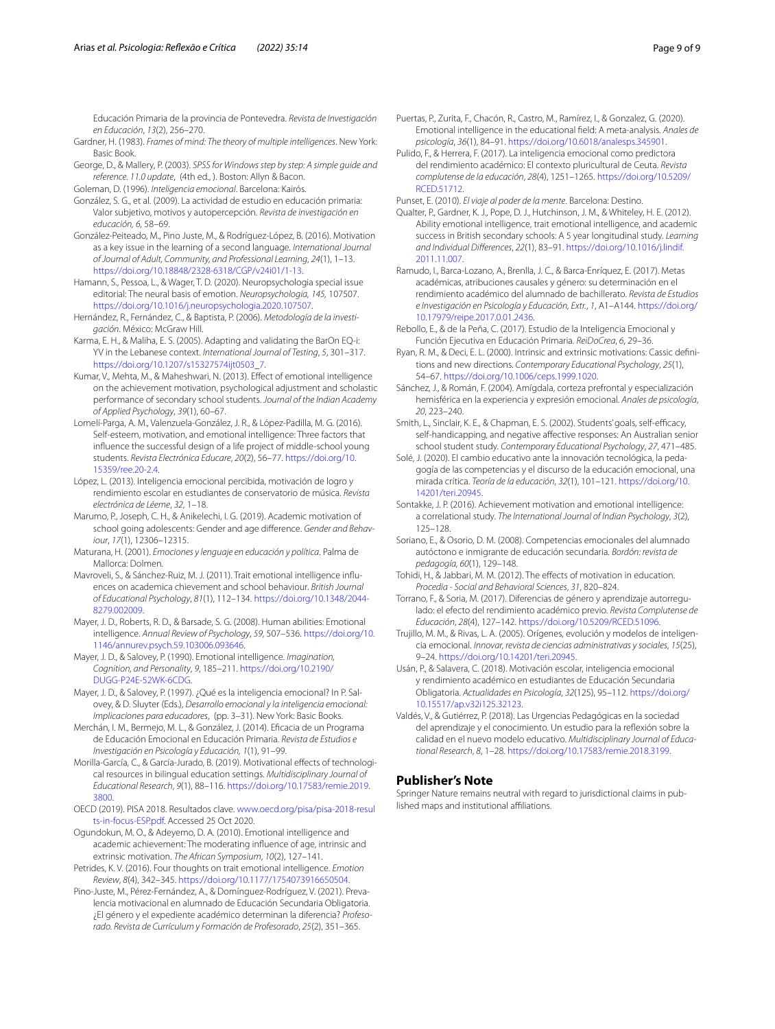Educación Primaria de la provincia de Pontevedra. *Revista de Investigación en Educación*, *13*(2), 256–270.

Gardner, H. (1983). *Frames of mind: The theory of multiple intelligences*. New York: Basic Book.

George, D., & Mallery, P. (2003). *SPSS for Windows step by step: A simple guide and reference. 11.0 update*, (4th ed., ). Boston: Allyn & Bacon.

Goleman, D. (1996). *Inteligencia emocional*. Barcelona: Kairós.

González, S. G., et al. (2009). La actividad de estudio en educación primaria: Valor subjetivo, motivos y autopercepción. *Revista de investigación en educación*, *6*, 58–69.

González-Peiteado, M., Pino Juste, M., & Rodríguez-López, B. (2016). Motivation as a key issue in the learning of a second language. *International Journal of Journal of Adult, Community, and Professional Learning*, *24*(1), 1–13. https://doi.org/10.18848/2328-6318/CGP/v24i01/1-13.

Hamann, S., Pessoa, L., & Wager, T. D. (2020). Neuropsychologia special issue editorial: The neural basis of emotion. *Neuropsychologia*, *145*, 107507. https://doi.org/10.1016/j.neuropsychologia.2020.107507.

Hernández, R., Fernández, C., & Baptista, P. (2006). *Metodología de la investigación*. México: McGraw Hill.

Karma, E. H., & Maliha, E. S. (2005). Adapting and validating the BarOn EQ-i: YV in the Lebanese context. *International Journal of Testing*, *5*, 301–317. https://doi.org/10.1207/s15327574ijt0503_7.

Kumar, V., Mehta, M., & Maheshwari, N. (2013). Effect of emotional intelligence on the achievement motivation, psychological adjustment and scholastic performance of secondary school students. *Journal of the Indian Academy of Applied Psychology*, *39*(1), 60–67.

Lomelí-Parga, A. M., Valenzuela-González, J. R., & López-Padilla, M. G. (2016). Self-esteem, motivation, and emotional intelligence: Three factors that influence the successful design of a life project of middle-school young students. *Revista Electrónica Educare*, *20*(2), 56–77. https://doi.org/10.15359/ree.20-2.4.

López, L. (2013). Inteligencia emocional percibida, motivación de logro y rendimiento escolar en estudiantes de conservatorio de música. *Revista electrónica de Léeme*, *32*, 1–18.

Marumo, P., Joseph, C. H., & Anikelechi, I. G. (2019). Academic motivation of school going adolescents: Gender and age difference. *Gender and Behaviour*, *17*(1), 12306–12315.

Maturana, H. (2001). *Emociones y lenguaje en educación y política*. Palma de Mallorca: Dolmen.

Mavroveli, S., & Sánchez-Ruiz, M. J. (2011). Trait emotional intelligence influences on academica chievement and school behaviour. *British Journal of Educational Psychology*, *81*(1), 112–134. https://doi.org/10.1348/2044-8279.002009.

Mayer, J. D., Roberts, R. D., & Barsade, S. G. (2008). Human abilities: Emotional intelligence. *Annual Review of Psychology*, *59*, 507–536. https://doi.org/10.1146/annurev.psych.59.103006.093646.

Mayer, J. D., & Salovey, P. (1990). Emotional intelligence. *Imagination, Cognition, and Personality*, *9*, 185–211. https://doi.org/10.2190/DUGG-P24E-52WK-6CDG.

Mayer, J. D., & Salovey, P. (1997). ¿Qué es la inteligencia emocional? In P. Salovey, & D. Sluyter (Eds.), *Desarrollo emocional y la inteligencia emocional: Implicaciones para educadores*, (pp. 3–31). New York: Basic Books.

Merchán, I. M., Bermejo, M. L., & González, J. (2014). Eficacia de un Programa de Educación Emocional en Educación Primaria. *Revista de Estudios e Investigación en Psicología y Educación*, *1*(1), 91–99.

Morilla-García, C., & García-Jurado, B. (2019). Motivational effects of technological resources in bilingual education settings. *Multidisciplinary Journal of Educational Research*, *9*(1), 88–116. https://doi.org/10.17583/remie.2019.3800.

OECD (2019). PISA 2018. Resultados clave. www.oecd.org/pisa/pisa-2018-results-in-focus-ESP.pdf. Accessed 25 Oct 2020.

Ogundokun, M. O., & Adeyemo, D. A. (2010). Emotional intelligence and academic achievement: The moderating influence of age, intrinsic and extrinsic motivation. *The African Symposium*, *10*(2), 127–141.

Petrides, K. V. (2016). Four thoughts on trait emotional intelligence. *Emotion Review*, *8*(4), 342–345. https://doi.org/10.1177/1754073916650504.

Pino-Juste, M., Pérez-Fernández, A., & Domínguez-Rodríguez, V. (2021). Prevalencia motivacional en alumnado de Educación Secundaria Obligatoria. ¿El género y el expediente académico determinan la diferencia? *Profesorado. Revista de Currículum y Formación de Profesorado*, *25*(2), 351–365.

Puertas, P., Zurita, F., Chacón, R., Castro, M., Ramírez, I., & Gonzalez, G. (2020). Emotional intelligence in the educational field: A meta-analysis. *Anales de psicología*, *36*(1), 84–91. https://doi.org/10.6018/analesps.345901.

Pulido, F., & Herrera, F. (2017). La inteligencia emocional como predictora del rendimiento académico: El contexto pluricultural de Ceuta. *Revista complutense de la educación*, *28*(4), 1251–1265. https://doi.org/10.5209/RCED.51712.

Punset, E. (2010). *El viaje al poder de la mente*. Barcelona: Destino.

Qualter, P., Gardner, K. J., Pope, D. J., Hutchinson, J. M., & Whiteley, H. E. (2012). Ability emotional intelligence, trait emotional intelligence, and academic success in British secondary schools: A 5 year longitudinal study. *Learning and Individual Differences*, *22*(1), 83–91. https://doi.org/10.1016/j.lindif.2011.11.007.

Ramudo, I., Barca-Lozano, A., Brenlla, J. C., & Barca-Enríquez, E. (2017). Metas académicas, atribuciones causales y género: su determinación en el rendimiento académico del alumnado de bachillerato. *Revista de Estudios e Investigación en Psicología y Educación*, *Extr.*, *1*, A1–A144. https://doi.org/10.17979/reipe.2017.0.01.2436.

Rebollo, E., & de la Peña, C. (2017). Estudio de la Inteligencia Emocional y Función Ejecutiva en Educación Primaria. *ReiDoCrea*, *6*, 29–36.

Ryan, R. M., & Deci, E. L. (2000). Intrinsic and extrinsic motivations: Cassic definitions and new directions. *Contemporary Educational Psychology*, *25*(1), 54–67. https://doi.org/10.1006/ceps.1999.1020.

Sánchez, J., & Román, F. (2004). Amígdala, corteza prefrontal y especialización hemisférica en la experiencia y expresión emocional. *Anales de psicología*, *20*, 223–240.

Smith, L., Sinclair, K. E., & Chapman, E. S. (2002). Students' goals, self-efficacy, self-handicapping, and negative affective responses: An Australian senior school student study. *Contemporary Educational Psychology*, *27*, 471–485.

Solé, J. (2020). El cambio educativo ante la innovación tecnológica, la pedagogía de las competencias y el discurso de la educación emocional, una mirada crítica. *Teoría de la educación*, *32*(1), 101–121. https://doi.org/10.14201/teri.20945.

Sontakke, J. P. (2016). Achievement motivation and emotional intelligence: a correlational study. *The International Journal of Indian Psychology*, *3*(2), 125–128.

Soriano, E., & Osorio, D. M. (2008). Competencias emocionales del alumnado autóctono e inmigrante de educación secundaria. *Bordón: revista de pedagogía*, *60*(1), 129–148.

Tohidi, H., & Jabbari, M. M. (2012). The effects of motivation in education. *Procedia - Social and Behavioral Sciences*, *31*, 820–824.

Torrano, F., & Soria, M. (2017). Diferencias de género y aprendizaje autorregulado: el efecto del rendimiento académico previo. *Revista Complutense de Educación*, *28*(4), 127–142. https://doi.org/10.5209/RCED.51096.

Trujillo, M. M., & Rivas, L. A. (2005). Orígenes, evolución y modelos de inteligencia emocional. *Innovar, revista de ciencias administrativas y sociales*, *15*(25), 9–24. https://doi.org/10.14201/teri.20945.

Usán, P., & Salavera, C. (2018). Motivación escolar, inteligencia emocional y rendimiento académico en estudiantes de Educación Secundaria Obligatoria. *Actualidades en Psicología*, *32*(125), 95–112. https://doi.org/10.15517/ap.v32i125.32123.

Valdés, V., & Gutiérrez, P. (2018). Las Urgencias Pedagógicas en la sociedad del aprendizaje y el conocimiento. Un estudio para la reflexión sobre la calidad en el nuevo modelo educativo. *Multidisciplinary Journal of Educational Research*, *8*, 1–28. https://doi.org/10.17583/remie.2018.3199.

## Publisher's Note

Springer Nature remains neutral with regard to jurisdictional claims in published maps and institutional affiliations.